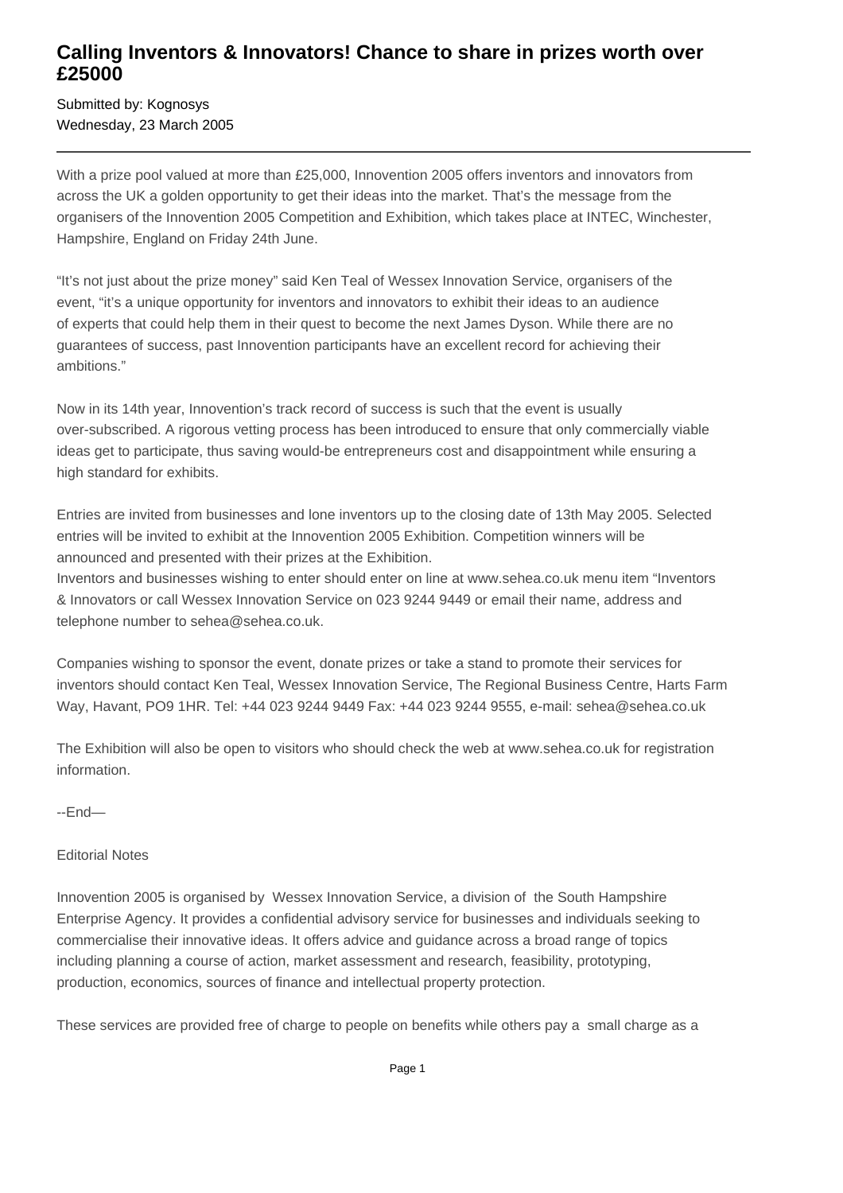# Calling Inventors & Innovators! Chance to share in prizes worth over £25000

Submitted by: Kognosys
Wednesday, 23 March 2005

---

With a prize pool valued at more than £25,000, Innovention 2005 offers inventors and innovators from across the UK a golden opportunity to get their ideas into the market. That's the message from the organisers of the Innovention 2005 Competition and Exhibition, which takes place at INTEC, Winchester, Hampshire, England on Friday 24th June.

"It's not just about the prize money" said Ken Teal of Wessex Innovation Service, organisers of the event, "it's a unique opportunity for inventors and innovators to exhibit their ideas to an audience of experts that could help them in their quest to become the next James Dyson. While there are no guarantees of success, past Innovention participants have an excellent record for achieving their ambitions."

Now in its 14th year, Innovention's track record of success is such that the event is usually over-subscribed. A rigorous vetting process has been introduced to ensure that only commercially viable ideas get to participate, thus saving would-be entrepreneurs cost and disappointment while ensuring a high standard for exhibits.

Entries are invited from businesses and lone inventors up to the closing date of 13th May 2005. Selected entries will be invited to exhibit at the Innovention 2005 Exhibition. Competition winners will be announced and presented with their prizes at the Exhibition.
Inventors and businesses wishing to enter should enter on line at www.sehea.co.uk menu item "Inventors & Innovators or call Wessex Innovation Service on 023 9244 9449 or email their name, address and telephone number to sehea@sehea.co.uk.

Companies wishing to sponsor the event, donate prizes or take a stand to promote their services for inventors should contact Ken Teal, Wessex Innovation Service, The Regional Business Centre, Harts Farm Way, Havant, PO9 1HR. Tel: +44 023 9244 9449 Fax: +44 023 9244 9555, e-mail: sehea@sehea.co.uk

The Exhibition will also be open to visitors who should check the web at www.sehea.co.uk for registration information.

--End—

Editorial Notes

Innovention 2005 is organised by Wessex Innovation Service, a division of the South Hampshire Enterprise Agency. It provides a confidential advisory service for businesses and individuals seeking to commercialise their innovative ideas. It offers advice and guidance across a broad range of topics including planning a course of action, market assessment and research, feasibility, prototyping, production, economics, sources of finance and intellectual property protection.

These services are provided free of charge to people on benefits while others pay a small charge as a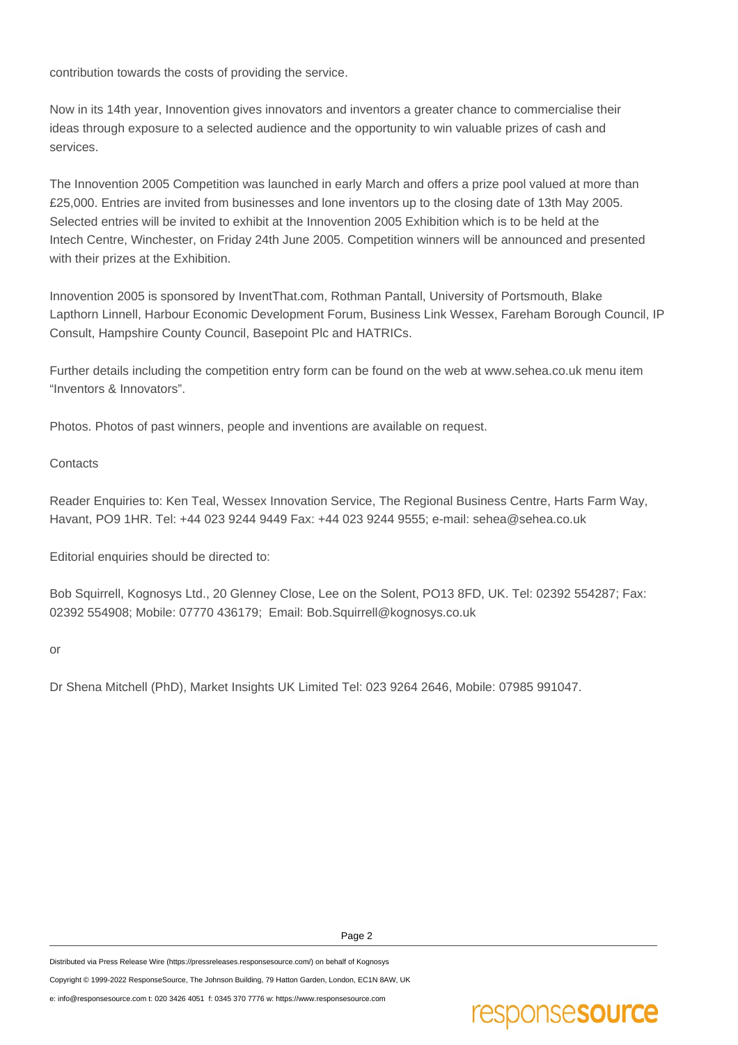contribution towards the costs of providing the service.

Now in its 14th year, Innovention gives innovators and inventors a greater chance to commercialise their ideas through exposure to a selected audience and the opportunity to win valuable prizes of cash and services.

The Innovention 2005 Competition was launched in early March and offers a prize pool valued at more than £25,000. Entries are invited from businesses and lone inventors up to the closing date of 13th May 2005. Selected entries will be invited to exhibit at the Innovention 2005 Exhibition which is to be held at the Intech Centre, Winchester, on Friday 24th June 2005. Competition winners will be announced and presented with their prizes at the Exhibition.

Innovention 2005 is sponsored by InventThat.com, Rothman Pantall, University of Portsmouth, Blake Lapthorn Linnell, Harbour Economic Development Forum, Business Link Wessex, Fareham Borough Council, IP Consult, Hampshire County Council, Basepoint Plc and HATRICs.

Further details including the competition entry form can be found on the web at www.sehea.co.uk menu item "Inventors & Innovators".

Photos. Photos of past winners, people and inventions are available on request.

Contacts

Reader Enquiries to: Ken Teal, Wessex Innovation Service, The Regional Business Centre, Harts Farm Way, Havant, PO9 1HR. Tel: +44 023 9244 9449 Fax: +44 023 9244 9555; e-mail: sehea@sehea.co.uk

Editorial enquiries should be directed to:

Bob Squirrell, Kognosys Ltd., 20 Glenney Close, Lee on the Solent, PO13 8FD, UK. Tel: 02392 554287; Fax: 02392 554908; Mobile: 07770 436179; Email: Bob.Squirrell@kognosys.co.uk

or

Dr Shena Mitchell (PhD), Market Insights UK Limited Tel: 023 9264 2646, Mobile: 07985 991047.